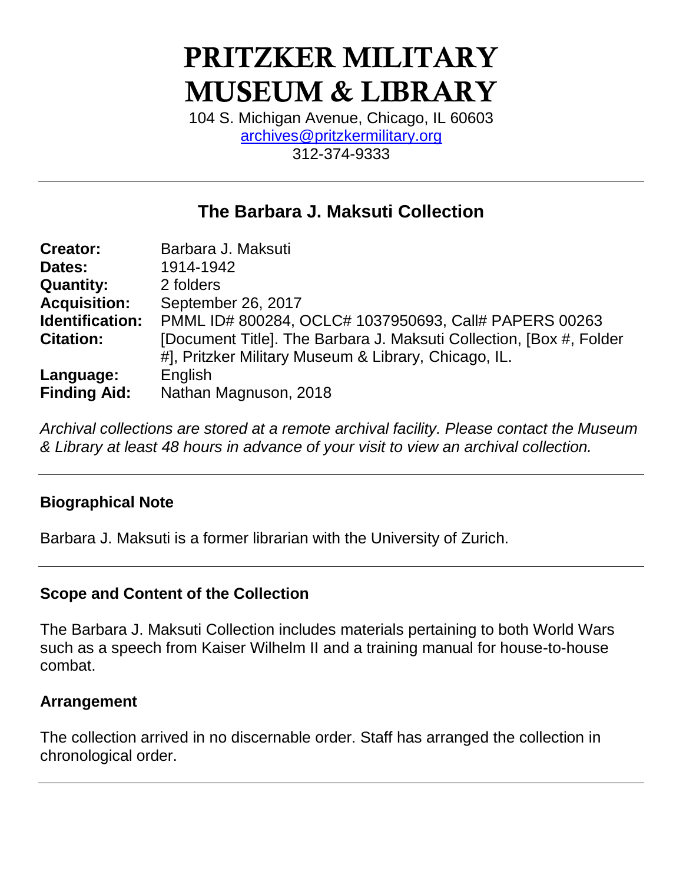# PRITZKER MILITARY MUSEUM & LIBRARY

104 S. Michigan Avenue, Chicago, IL 60603
archives@pritzkermilitary.org
312-374-9333

---

## The Barbara J. Maksuti Collection

| | |
|---|---|
| **Creator:** | Barbara J. Maksuti |
| **Dates:** | 1914-1942 |
| **Quantity:** | 2 folders |
| **Acquisition:** | September 26, 2017 |
| **Identification:** | PMML ID# 800284, OCLC# 1037950693, Call# PAPERS 00263 |
| **Citation:** | [Document Title]. The Barbara J. Maksuti Collection, [Box #, Folder #], Pritzker Military Museum & Library, Chicago, IL. |
| **Language:** | English |
| **Finding Aid:** | Nathan Magnuson, 2018 |

*Archival collections are stored at a remote archival facility. Please contact the Museum & Library at least 48 hours in advance of your visit to view an archival collection.*

---

### Biographical Note

Barbara J. Maksuti is a former librarian with the University of Zurich.

---

### Scope and Content of the Collection

The Barbara J. Maksuti Collection includes materials pertaining to both World Wars such as a speech from Kaiser Wilhelm II and a training manual for house-to-house combat.

### Arrangement

The collection arrived in no discernable order. Staff has arranged the collection in chronological order.

---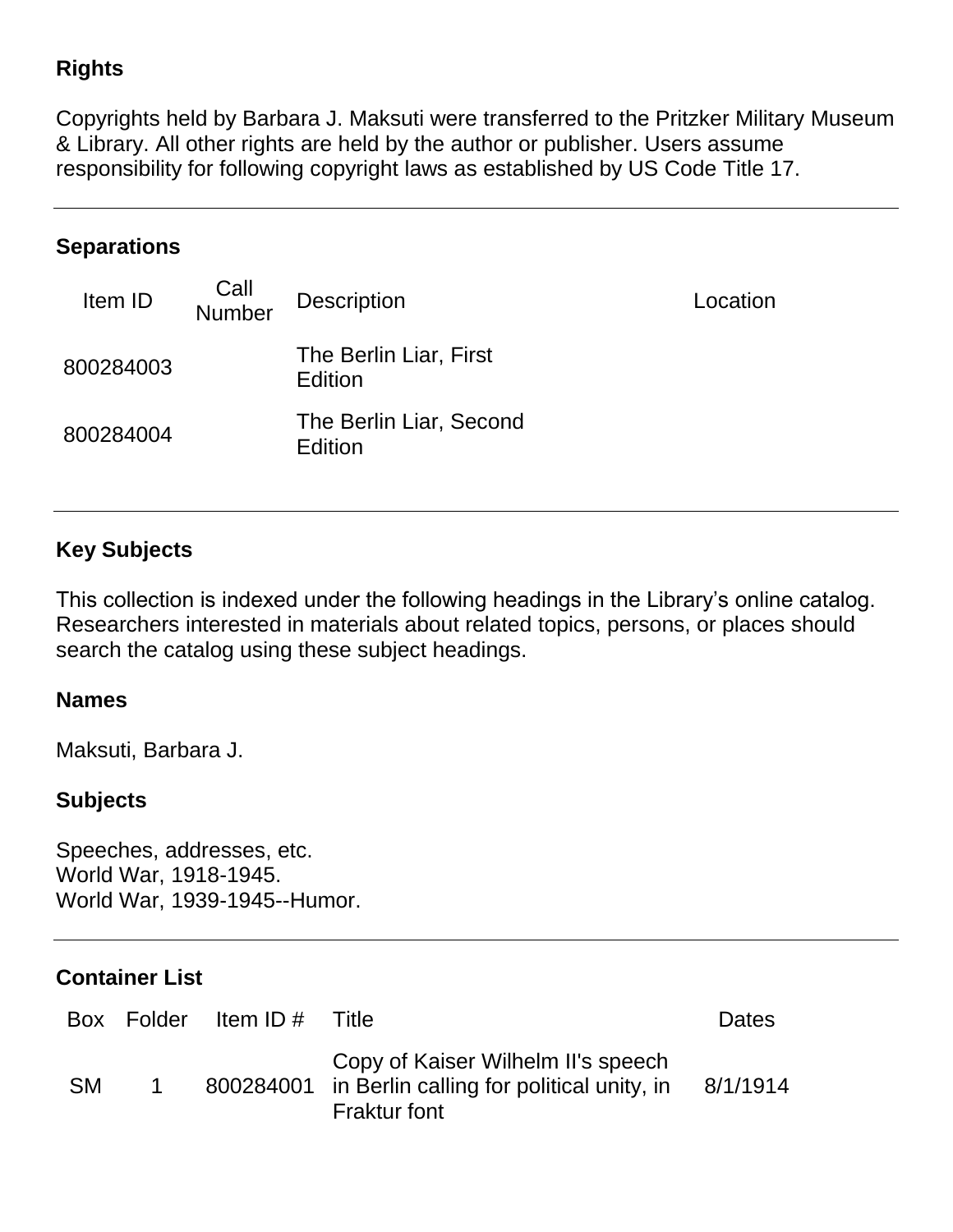## Rights

Copyrights held by Barbara J. Maksuti were transferred to the Pritzker Military Museum & Library. All other rights are held by the author or publisher. Users assume responsibility for following copyright laws as established by US Code Title 17.

---

## Separations

| Item ID | Call Number | Description | Location |
|---|---|---|---|
| 800284003 | | The Berlin Liar, First Edition | |
| 800284004 | | The Berlin Liar, Second Edition | |

---

## Key Subjects

This collection is indexed under the following headings in the Library's online catalog. Researchers interested in materials about related topics, persons, or places should search the catalog using these subject headings.

### Names

Maksuti, Barbara J.

### Subjects

Speeches, addresses, etc.
World War, 1918-1945.
World War, 1939-1945--Humor.

---

## Container List

| Box | Folder | Item ID # | Title | Dates |
|---|---|---|---|---|
| SM | 1 | 800284001 | Copy of Kaiser Wilhelm II's speech in Berlin calling for political unity, in Fraktur font | 8/1/1914 |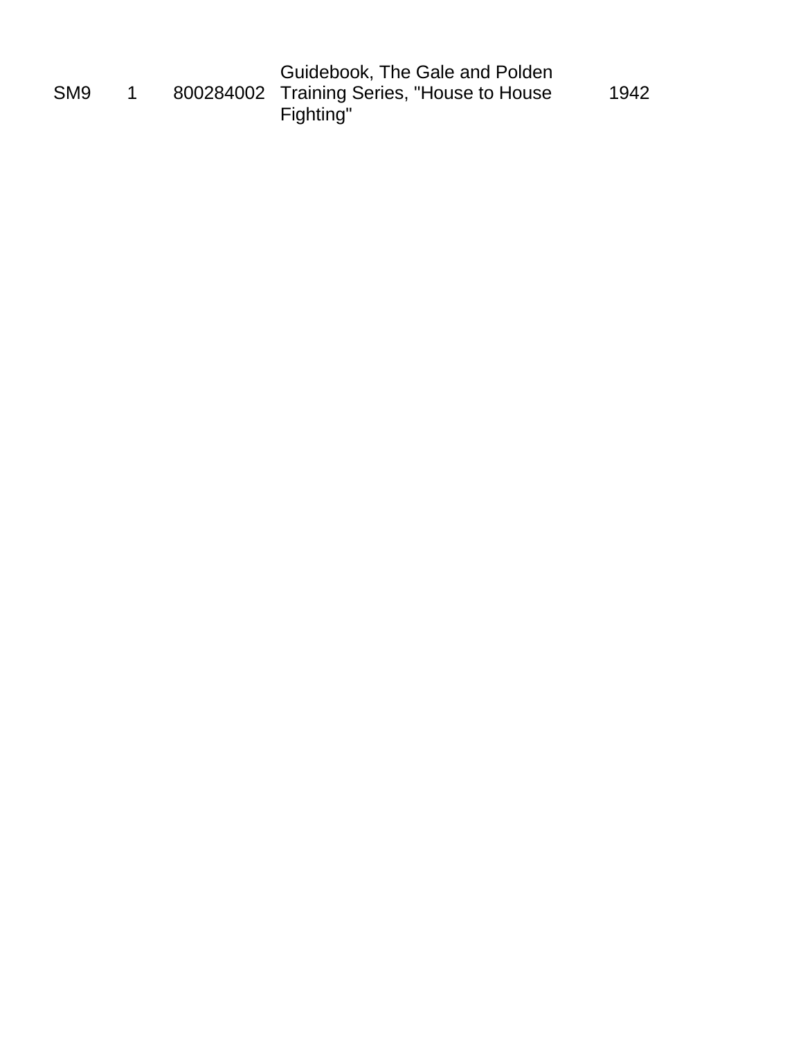| | | | | |
|---|---|---|---|---|
| SM9 | 1 | 800284002 | Guidebook, The Gale and Polden Training Series, "House to House Fighting" | 1942 |